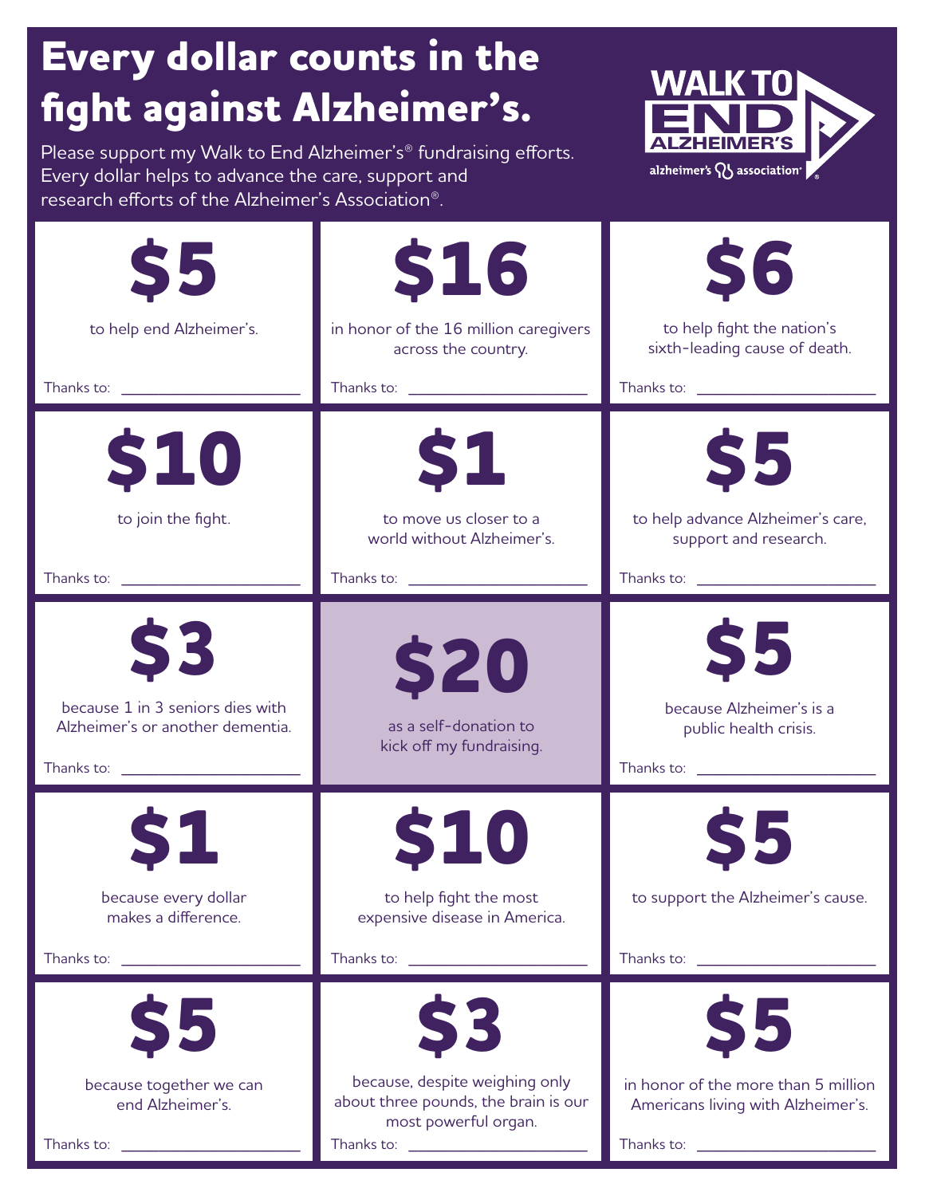# Every dollar counts in the fight against Alzheimer's.

Please support my Walk to End Alzheimer's® fundraising efforts. Every dollar helps to advance the care, support and research efforts of the Alzheimer's Association®.

WALK TO END ALZHEIMER'S
alzheimer's association®

## $5

to help end Alzheimer's.

Thanks to: ______________________

## $16

in honor of the 16 million caregivers across the country.

Thanks to: ______________________

## $6

to help fight the nation's sixth-leading cause of death.

Thanks to: ______________________

## $10

to join the fight.

Thanks to: ______________________

## $1

to move us closer to a world without Alzheimer's.

Thanks to: ______________________

## $5

to help advance Alzheimer's care, support and research.

Thanks to: ______________________

## $3

because 1 in 3 seniors dies with Alzheimer's or another dementia.

Thanks to: ______________________

## $20

as a self-donation to kick off my fundraising.

## $5

because Alzheimer's is a public health crisis.

Thanks to: ______________________

## $1

because every dollar makes a difference.

Thanks to: ______________________

## $10

to help fight the most expensive disease in America.

Thanks to: ______________________

## $5

to support the Alzheimer's cause.

Thanks to: ______________________

## $5

because together we can end Alzheimer's.

Thanks to: ______________________

## $3

because, despite weighing only about three pounds, the brain is our most powerful organ.

Thanks to: ______________________

## $5

in honor of the more than 5 million Americans living with Alzheimer's.

Thanks to: ______________________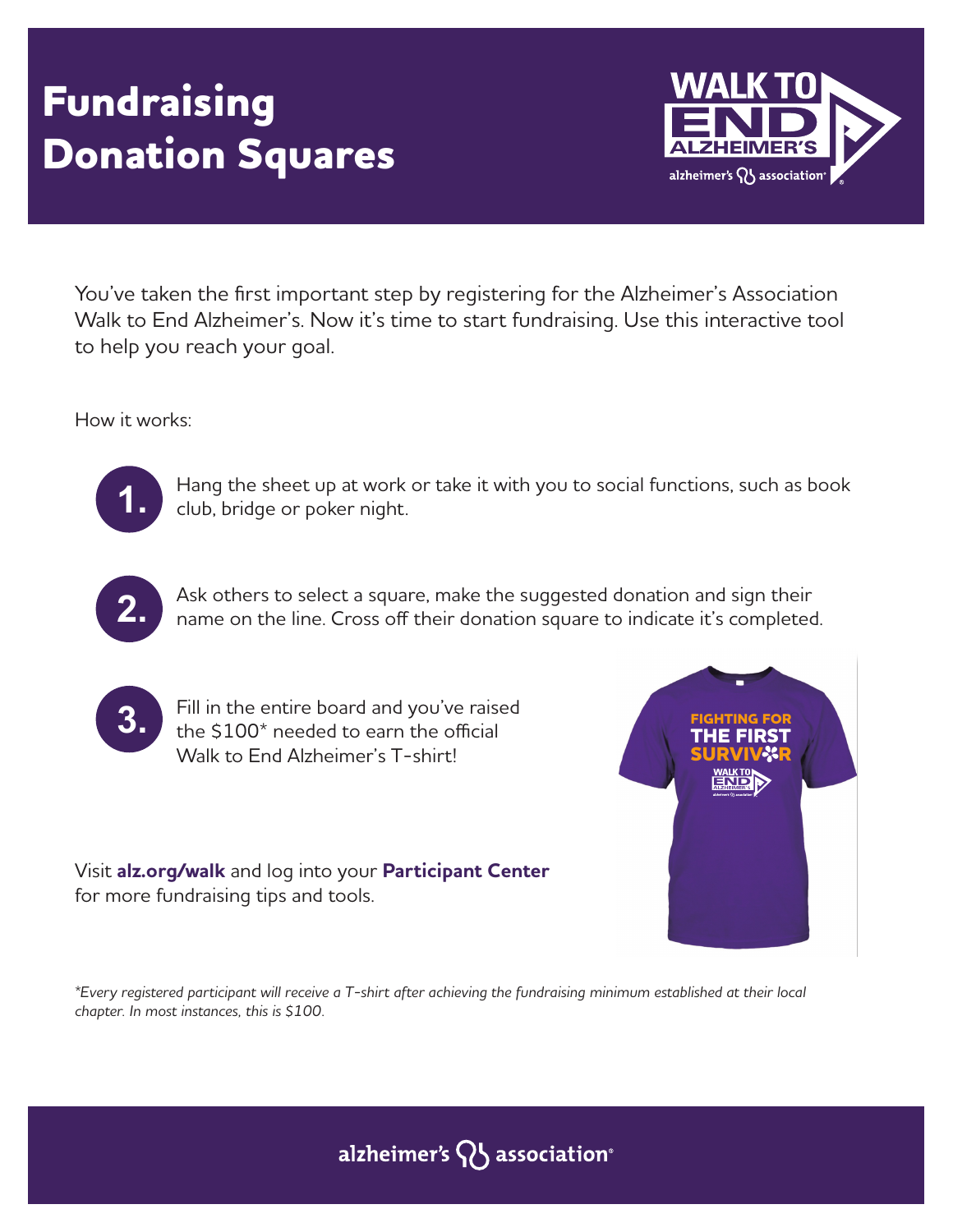# Fundraising Donation Squares

You've taken the first important step by registering for the Alzheimer's Association Walk to End Alzheimer's. Now it's time to start fundraising. Use this interactive tool to help you reach your goal.

How it works:

1. Hang the sheet up at work or take it with you to social functions, such as book club, bridge or poker night.
2. Ask others to select a square, make the suggested donation and sign their name on the line. Cross off their donation square to indicate it's completed.
3. Fill in the entire board and you've raised the $100* needed to earn the official Walk to End Alzheimer's T-shirt!

Visit **alz.org/walk** and log into your **Participant Center** for more fundraising tips and tools.

*\*Every registered participant will receive a T-shirt after achieving the fundraising minimum established at their local chapter. In most instances, this is $100.*